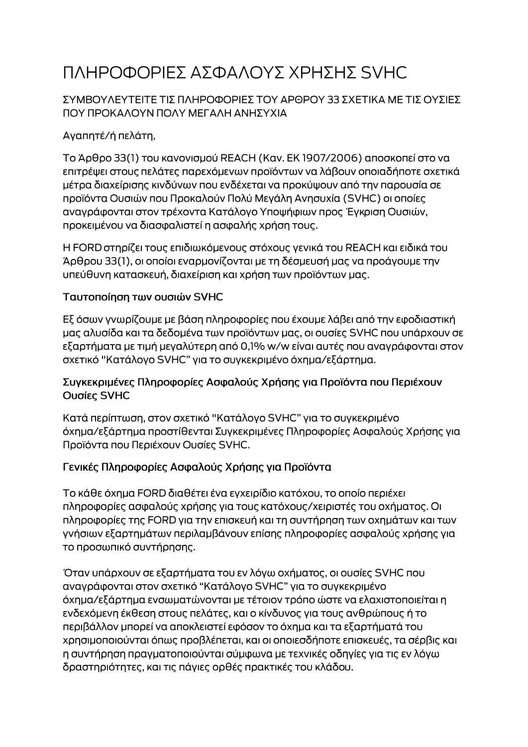# ΠΛΗΡΟΦΟΡΙΕΣ ΑΣΦΑΛΟΥΣ ΧΡΗΣΗΣ SVHC

ΣΥΜΒΟΥΛΕΥΤΕΙΤΕ ΤΙΣ ΠΛΗΡΟΦΟΡΙΕΣ ΤΟΥ ΑΡΘΡΟΥ 33 ΣΧΕΤΙΚΑ ΜΕ ΤΙΣ ΟΥΣΙΕΣ ΠΟΥ ΠΡΟΚΑΛΟΥΝ ΠΟΛΥ ΜΕΓΑΛΗ ΑΝΗΣΥΧΙΑ

Αγαπητέ/ή πελάτη,

Το Άρθρο 33(1) του κανονισμού REACH (Καν. ΕΚ 1907/2006) αποσκοπεί στο να επιτρέψει στους πελάτες παρεχόμενων προϊόντων να λάβουν οποιαδήποτε σχετικά μέτρα διαχείρισης κινδύνων που ενδέχεται να προκύψουν από την παρουσία σε προϊόντα Ουσιών που Προκαλούν Πολύ Μεγάλη Ανησυχία (SVHC) οι οποίες αναγράφονται στον τρέχοντα Κατάλογο Υποψήφιων προς Έγκριση Ουσιών, προκειμένου να διασφαλιστεί η ασφαλής χρήση τους.

Η FORD στηρίζει τους επιδιωκόμενους στόχους γενικά του REACH και ειδικά του Άρθρου 33(1), οι οποίοι εναρμονίζονται με τη δέσμευσή μας να προάγουμε την υπεύθυνη κατασκευή, διαχείριση και χρήση των προϊόντων μας.

### Ταυτοποίηση των ουσιών SVHC

Εξ όσων γνωρίζουμε με βάση πληροφορίες που έχουμε λάβει από την εφοδιαστική μας αλυσίδα και τα δεδομένα των προϊόντων μας, οι ουσίες SVHC που υπάρχουν σε εξαρτήματα με τιμή μεγαλύτερη από 0,1% w/w είναι αυτές που αναγράφονται στον σχετικό "Κατάλογο SVHC" για το συγκεκριμένο όχημα/εξάρτημα.

### Συγκεκριμένες Πληροφορίες Ασφαλούς Χρήσης για Προϊόντα που Περιέχουν Ουσίες SVHC

Κατά περίπτωση, στον σχετικό "Κατάλογο SVHC" για το συγκεκριμένο όχημα/εξάρτημα προστίθενται Συγκεκριμένες Πληροφορίες Ασφαλούς Χρήσης για Προϊόντα που Περιέχουν Ουσίες SVHC.

### Γενικές Πληροφορίες Ασφαλούς Χρήσης για Προϊόντα

Το κάθε όχημα FORD διαθέτει ένα εγχειρίδιο κατόχου, το οποίο περιέχει πληροφορίες ασφαλούς χρήσης για τους κατόχους/χειριστές του οχήματος. Οι πληροφορίες της FORD για την επισκευή και τη συντήρηση των οχημάτων και των γνήσιων εξαρτημάτων περιλαμβάνουν επίσης πληροφορίες ασφαλούς χρήσης για το προσωπικό συντήρησης.

Όταν υπάρχουν σε εξαρτήματα του εν λόγω οχήματος, οι ουσίες SVHC που αναγράφονται στον σχετικό "Κατάλογο SVHC" για το συγκεκριμένο όχημα/εξάρτημα ενσωματώνονται με τέτοιον τρόπο ώστε να ελαχιστοποιείται η ενδεχόμενη έκθεση στους πελάτες, και ο κίνδυνος για τους ανθρώπους ή το περιβάλλον μπορεί να αποκλειστεί εφόσον το όχημα και τα εξαρτήματά του χρησιμοποιούνται όπως προβλέπεται, και οι οποιεσδήποτε επισκευές, τα σέρβις και η συντήρηση πραγματοποιούνται σύμφωνα με τεχνικές οδηγίες για τις εν λόγω δραστηριότητες, και τις πάγιες ορθές πρακτικές του κλάδου.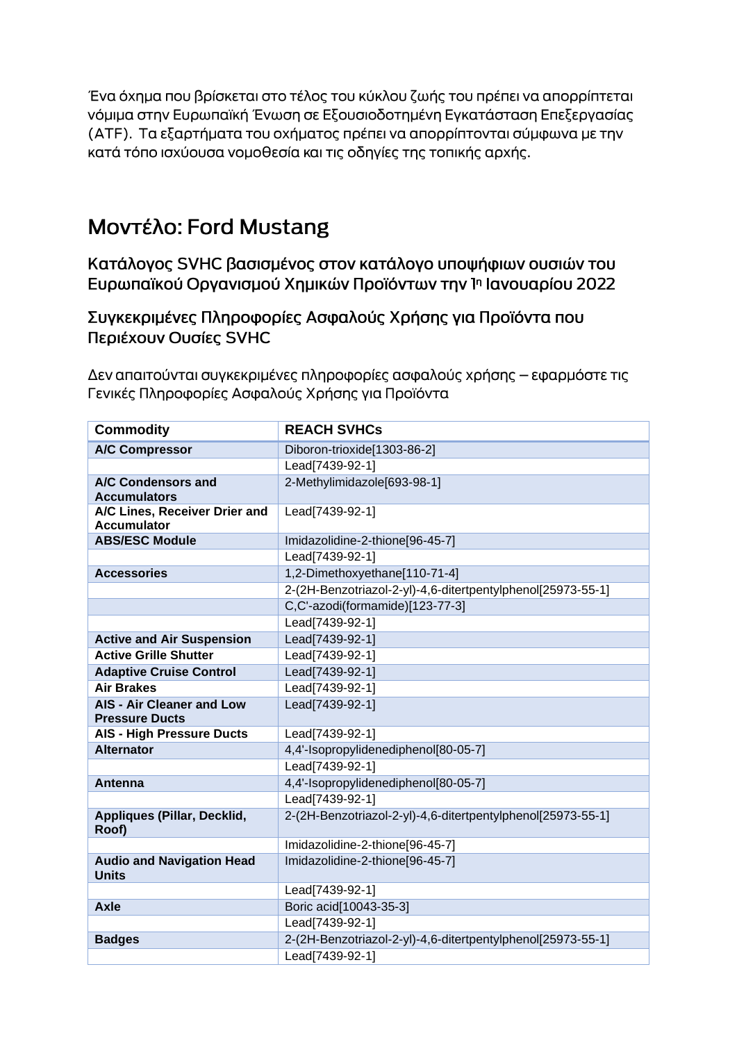Ένα όχημα που βρίσκεται στο τέλος του κύκλου ζωής του πρέπει να απορρίπτεται νόμιμα στην Ευρωπαϊκή Ένωση σε Εξουσιοδοτημένη Εγκατάσταση Επεξεργασίας (ATF). Τα εξαρτήματα του οχήματος πρέπει να απορρίπτονται σύμφωνα με την κατά τόπο ισχύουσα νομοθεσία και τις οδηγίες της τοπικής αρχής.

# Μοντέλο: Ford Mustang

## Κατάλογος SVHC βασισμένος στον κατάλογο υποψήφιων ουσιών του Ευρωπαϊκού Οργανισμού Χημικών Προϊόντων την 1η Ιανουαρίου 2022

## Συγκεκριμένες Πληροφορίες Ασφαλούς Χρήσης για Προϊόντα που Περιέχουν Ουσίες SVHC

Δεν απαιτούνται συγκεκριμένες πληροφορίες ασφαλούς χρήσης – εφαρμόστε τις Γενικές Πληροφορίες Ασφαλούς Χρήσης για Προϊόντα

| Commodity | REACH SVHCs |
|---|---|
| **A/C Compressor** | Diboron-trioxide[1303-86-2] |
| | Lead[7439-92-1] |
| **A/C Condensors and Accumulators** | 2-Methylimidazole[693-98-1] |
| **A/C Lines, Receiver Drier and Accumulator** | Lead[7439-92-1] |
| **ABS/ESC Module** | Imidazolidine-2-thione[96-45-7] |
| | Lead[7439-92-1] |
| **Accessories** | 1,2-Dimethoxyethane[110-71-4] |
| | 2-(2H-Benzotriazol-2-yl)-4,6-ditertpentylphenol[25973-55-1] |
| | C,C'-azodi(formamide)[123-77-3] |
| | Lead[7439-92-1] |
| **Active and Air Suspension** | Lead[7439-92-1] |
| **Active Grille Shutter** | Lead[7439-92-1] |
| **Adaptive Cruise Control** | Lead[7439-92-1] |
| **Air Brakes** | Lead[7439-92-1] |
| **AIS - Air Cleaner and Low Pressure Ducts** | Lead[7439-92-1] |
| **AIS - High Pressure Ducts** | Lead[7439-92-1] |
| **Alternator** | 4,4'-Isopropylidenediphenol[80-05-7] |
| | Lead[7439-92-1] |
| **Antenna** | 4,4'-Isopropylidenediphenol[80-05-7] |
| | Lead[7439-92-1] |
| **Appliques (Pillar, Decklid, Roof)** | 2-(2H-Benzotriazol-2-yl)-4,6-ditertpentylphenol[25973-55-1] |
| | Imidazolidine-2-thione[96-45-7] |
| **Audio and Navigation Head Units** | Imidazolidine-2-thione[96-45-7] |
| | Lead[7439-92-1] |
| **Axle** | Boric acid[10043-35-3] |
| | Lead[7439-92-1] |
| **Badges** | 2-(2H-Benzotriazol-2-yl)-4,6-ditertpentylphenol[25973-55-1] |
| | Lead[7439-92-1] |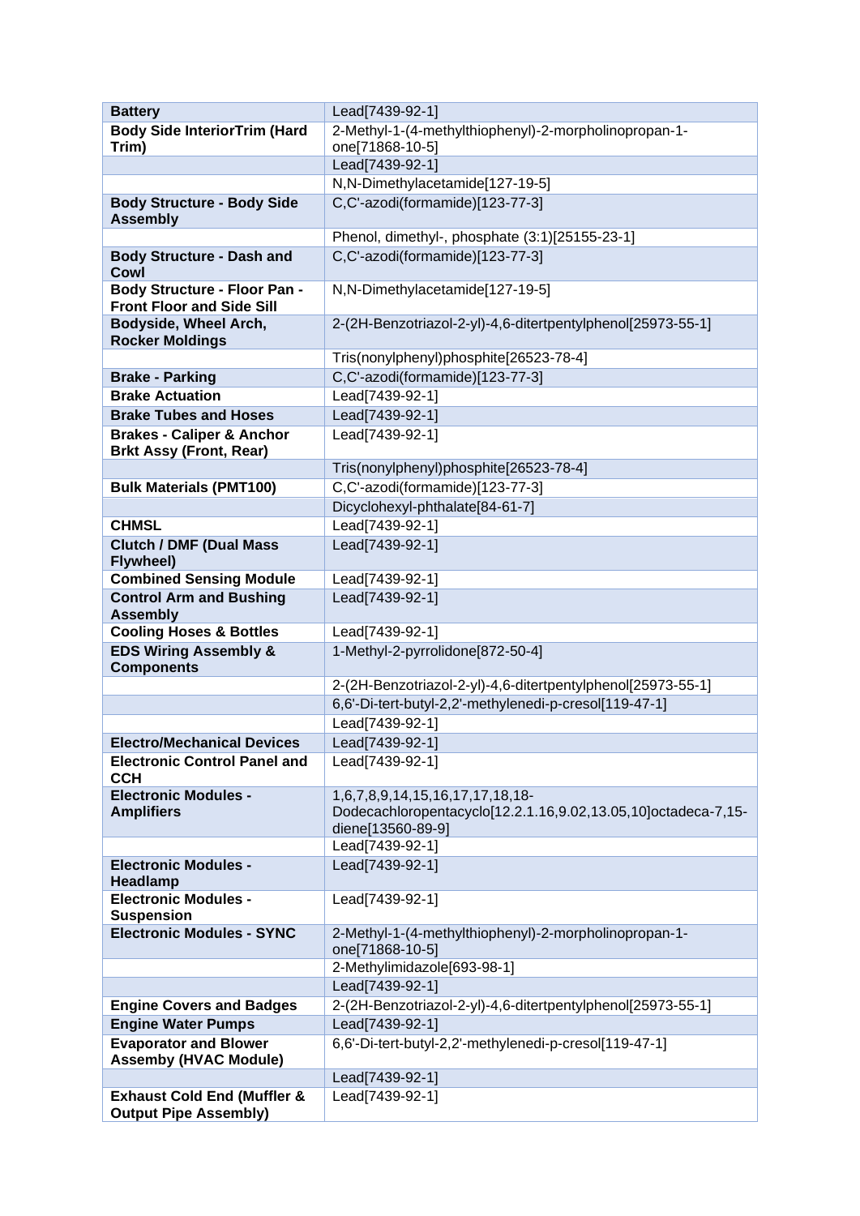| Battery | Lead[7439-92-1] |
|---|---|
| Body Side InteriorTrim (Hard Trim) | 2-Methyl-1-(4-methylthiophenyl)-2-morpholinopropan-1-one[71868-10-5] |
| | Lead[7439-92-1] |
| | N,N-Dimethylacetamide[127-19-5] |
| Body Structure - Body Side Assembly | C,C'-azodi(formamide)[123-77-3] |
| | Phenol, dimethyl-, phosphate (3:1)[25155-23-1] |
| Body Structure - Dash and Cowl | C,C'-azodi(formamide)[123-77-3] |
| Body Structure - Floor Pan - Front Floor and Side Sill | N,N-Dimethylacetamide[127-19-5] |
| Bodyside, Wheel Arch, Rocker Moldings | 2-(2H-Benzotriazol-2-yl)-4,6-ditertpentylphenol[25973-55-1] |
| | Tris(nonylphenyl)phosphite[26523-78-4] |
| Brake - Parking | C,C'-azodi(formamide)[123-77-3] |
| Brake Actuation | Lead[7439-92-1] |
| Brake Tubes and Hoses | Lead[7439-92-1] |
| Brakes - Caliper & Anchor Brkt Assy (Front, Rear) | Lead[7439-92-1] |
| | Tris(nonylphenyl)phosphite[26523-78-4] |
| Bulk Materials (PMT100) | C,C'-azodi(formamide)[123-77-3] |
| | Dicyclohexyl-phthalate[84-61-7] |
| CHMSL | Lead[7439-92-1] |
| Clutch / DMF (Dual Mass Flywheel) | Lead[7439-92-1] |
| Combined Sensing Module | Lead[7439-92-1] |
| Control Arm and Bushing Assembly | Lead[7439-92-1] |
| Cooling Hoses & Bottles | Lead[7439-92-1] |
| EDS Wiring Assembly & Components | 1-Methyl-2-pyrrolidone[872-50-4] |
| | 2-(2H-Benzotriazol-2-yl)-4,6-ditertpentylphenol[25973-55-1] |
| | 6,6'-Di-tert-butyl-2,2'-methylenedi-p-cresol[119-47-1] |
| | Lead[7439-92-1] |
| Electro/Mechanical Devices | Lead[7439-92-1] |
| Electronic Control Panel and CCH | Lead[7439-92-1] |
| Electronic Modules - Amplifiers | 1,6,7,8,9,14,15,16,17,17,18,18-Dodecachloropentacyclo[12.2.1.16,9.02,13.05,10]octadeca-7,15-diene[13560-89-9] |
| | Lead[7439-92-1] |
| Electronic Modules - Headlamp | Lead[7439-92-1] |
| Electronic Modules - Suspension | Lead[7439-92-1] |
| Electronic Modules - SYNC | 2-Methyl-1-(4-methylthiophenyl)-2-morpholinopropan-1-one[71868-10-5] |
| | 2-Methylimidazole[693-98-1] |
| | Lead[7439-92-1] |
| Engine Covers and Badges | 2-(2H-Benzotriazol-2-yl)-4,6-ditertpentylphenol[25973-55-1] |
| Engine Water Pumps | Lead[7439-92-1] |
| Evaporator and Blower Assemby (HVAC Module) | 6,6'-Di-tert-butyl-2,2'-methylenedi-p-cresol[119-47-1] |
| | Lead[7439-92-1] |
| Exhaust Cold End (Muffler & Output Pipe Assembly) | Lead[7439-92-1] |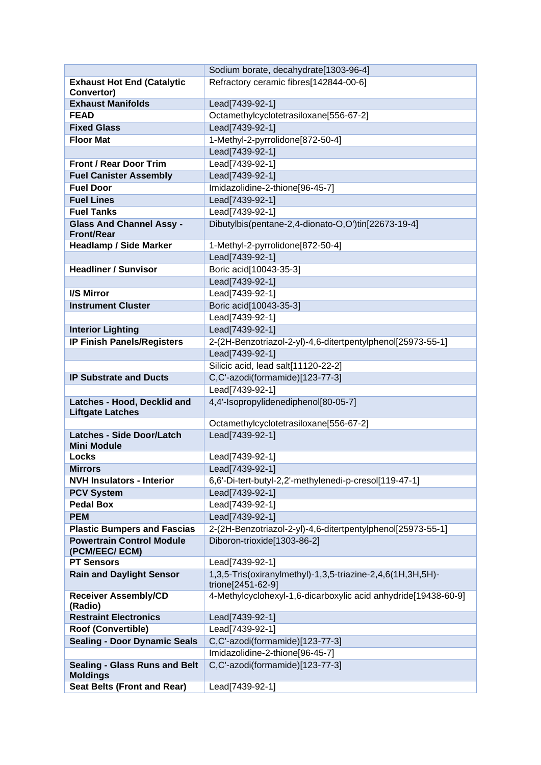| | |
|---|---|
| | Sodium borate, decahydrate[1303-96-4] |
| **Exhaust Hot End (Catalytic Convertor)** | Refractory ceramic fibres[142844-00-6] |
| **Exhaust Manifolds** | Lead[7439-92-1] |
| **FEAD** | Octamethylcyclotetrasiloxane[556-67-2] |
| **Fixed Glass** | Lead[7439-92-1] |
| **Floor Mat** | 1-Methyl-2-pyrrolidone[872-50-4] |
| | Lead[7439-92-1] |
| **Front / Rear Door Trim** | Lead[7439-92-1] |
| **Fuel Canister Assembly** | Lead[7439-92-1] |
| **Fuel Door** | Imidazolidine-2-thione[96-45-7] |
| **Fuel Lines** | Lead[7439-92-1] |
| **Fuel Tanks** | Lead[7439-92-1] |
| **Glass And Channel Assy - Front/Rear** | Dibutylbis(pentane-2,4-dionato-O,O')tin[22673-19-4] |
| **Headlamp / Side Marker** | 1-Methyl-2-pyrrolidone[872-50-4] |
| | Lead[7439-92-1] |
| **Headliner / Sunvisor** | Boric acid[10043-35-3] |
| | Lead[7439-92-1] |
| **I/S Mirror** | Lead[7439-92-1] |
| **Instrument Cluster** | Boric acid[10043-35-3] |
| | Lead[7439-92-1] |
| **Interior Lighting** | Lead[7439-92-1] |
| **IP Finish Panels/Registers** | 2-(2H-Benzotriazol-2-yl)-4,6-ditertpentylphenol[25973-55-1] |
| | Lead[7439-92-1] |
| | Silicic acid, lead salt[11120-22-2] |
| **IP Substrate and Ducts** | C,C'-azodi(formamide)[123-77-3] |
| | Lead[7439-92-1] |
| **Latches - Hood, Decklid and Liftgate Latches** | 4,4'-Isopropylidenediphenol[80-05-7] |
| | Octamethylcyclotetrasiloxane[556-67-2] |
| **Latches - Side Door/Latch Mini Module** | Lead[7439-92-1] |
| **Locks** | Lead[7439-92-1] |
| **Mirrors** | Lead[7439-92-1] |
| **NVH Insulators - Interior** | 6,6'-Di-tert-butyl-2,2'-methylenedi-p-cresol[119-47-1] |
| **PCV System** | Lead[7439-92-1] |
| **Pedal Box** | Lead[7439-92-1] |
| **PEM** | Lead[7439-92-1] |
| **Plastic Bumpers and Fascias** | 2-(2H-Benzotriazol-2-yl)-4,6-ditertpentylphenol[25973-55-1] |
| **Powertrain Control Module (PCM/EEC/ ECM)** | Diboron-trioxide[1303-86-2] |
| **PT Sensors** | Lead[7439-92-1] |
| **Rain and Daylight Sensor** | 1,3,5-Tris(oxiranylmethyl)-1,3,5-triazine-2,4,6(1H,3H,5H)-trione[2451-62-9] |
| **Receiver Assembly/CD (Radio)** | 4-Methylcyclohexyl-1,6-dicarboxylic acid anhydride[19438-60-9] |
| **Restraint Electronics** | Lead[7439-92-1] |
| **Roof (Convertible)** | Lead[7439-92-1] |
| **Sealing - Door Dynamic Seals** | C,C'-azodi(formamide)[123-77-3] |
| | Imidazolidine-2-thione[96-45-7] |
| **Sealing - Glass Runs and Belt Moldings** | C,C'-azodi(formamide)[123-77-3] |
| **Seat Belts (Front and Rear)** | Lead[7439-92-1] |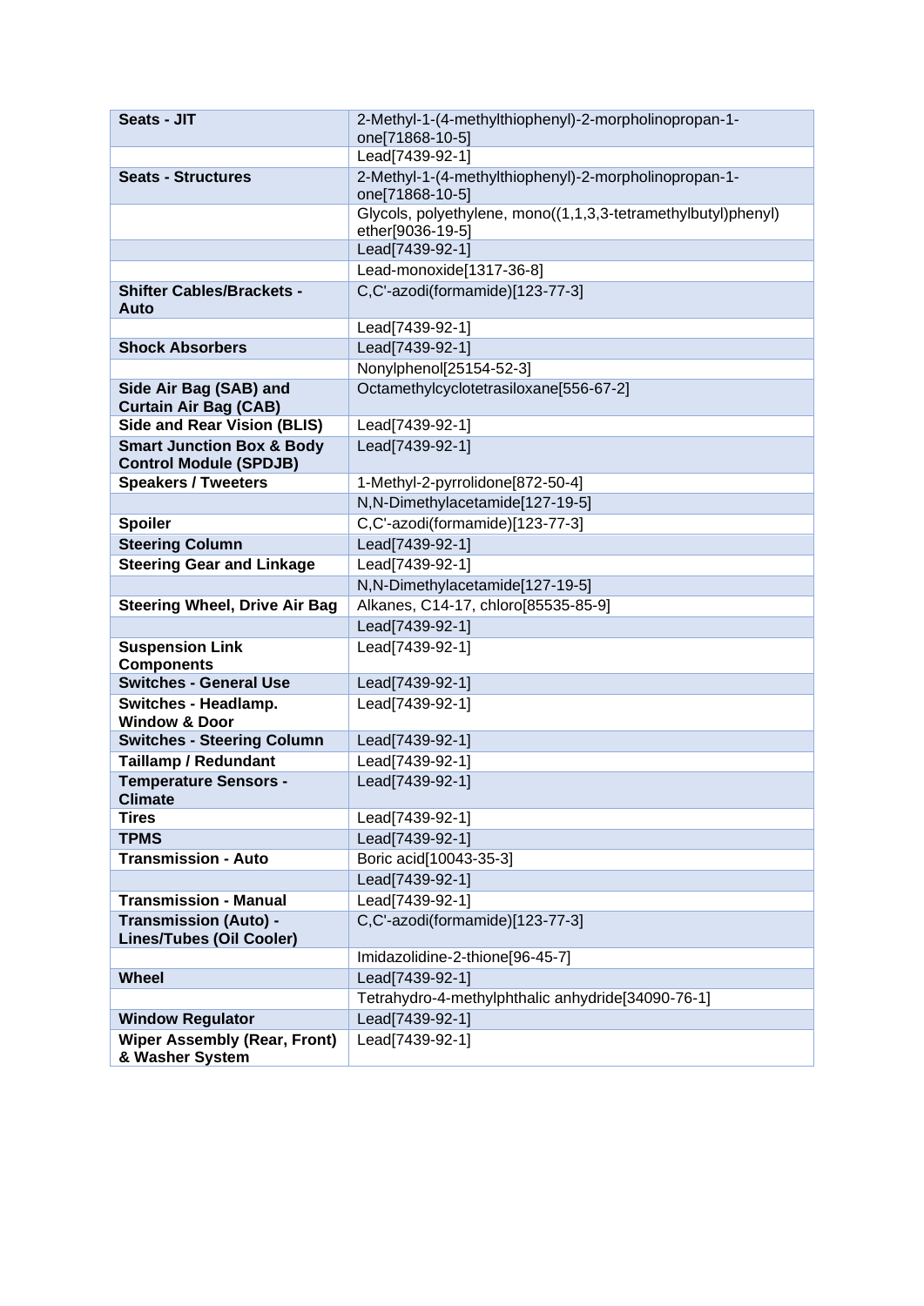| | |
|---|---|
| **Seats - JIT** | 2-Methyl-1-(4-methylthiophenyl)-2-morpholinopropan-1-one[71868-10-5] |
| | Lead[7439-92-1] |
| **Seats - Structures** | 2-Methyl-1-(4-methylthiophenyl)-2-morpholinopropan-1-one[71868-10-5] |
| | Glycols, polyethylene, mono((1,1,3,3-tetramethylbutyl)phenyl) ether[9036-19-5] |
| | Lead[7439-92-1] |
| | Lead-monoxide[1317-36-8] |
| **Shifter Cables/Brackets - Auto** | C,C'-azodi(formamide)[123-77-3] |
| | Lead[7439-92-1] |
| **Shock Absorbers** | Lead[7439-92-1] |
| | Nonylphenol[25154-52-3] |
| **Side Air Bag (SAB) and Curtain Air Bag (CAB)** | Octamethylcyclotetrasiloxane[556-67-2] |
| **Side and Rear Vision (BLIS)** | Lead[7439-92-1] |
| **Smart Junction Box & Body Control Module (SPDJB)** | Lead[7439-92-1] |
| **Speakers / Tweeters** | 1-Methyl-2-pyrrolidone[872-50-4] |
| | N,N-Dimethylacetamide[127-19-5] |
| **Spoiler** | C,C'-azodi(formamide)[123-77-3] |
| **Steering Column** | Lead[7439-92-1] |
| **Steering Gear and Linkage** | Lead[7439-92-1] |
| | N,N-Dimethylacetamide[127-19-5] |
| **Steering Wheel, Drive Air Bag** | Alkanes, C14-17, chloro[85535-85-9] |
| | Lead[7439-92-1] |
| **Suspension Link Components** | Lead[7439-92-1] |
| **Switches - General Use** | Lead[7439-92-1] |
| **Switches - Headlamp. Window & Door** | Lead[7439-92-1] |
| **Switches - Steering Column** | Lead[7439-92-1] |
| **Taillamp / Redundant** | Lead[7439-92-1] |
| **Temperature Sensors - Climate** | Lead[7439-92-1] |
| **Tires** | Lead[7439-92-1] |
| **TPMS** | Lead[7439-92-1] |
| **Transmission - Auto** | Boric acid[10043-35-3] |
| | Lead[7439-92-1] |
| **Transmission - Manual** | Lead[7439-92-1] |
| **Transmission (Auto) - Lines/Tubes (Oil Cooler)** | C,C'-azodi(formamide)[123-77-3] |
| | Imidazolidine-2-thione[96-45-7] |
| **Wheel** | Lead[7439-92-1] |
| | Tetrahydro-4-methylphthalic anhydride[34090-76-1] |
| **Window Regulator** | Lead[7439-92-1] |
| **Wiper Assembly (Rear, Front) & Washer System** | Lead[7439-92-1] |